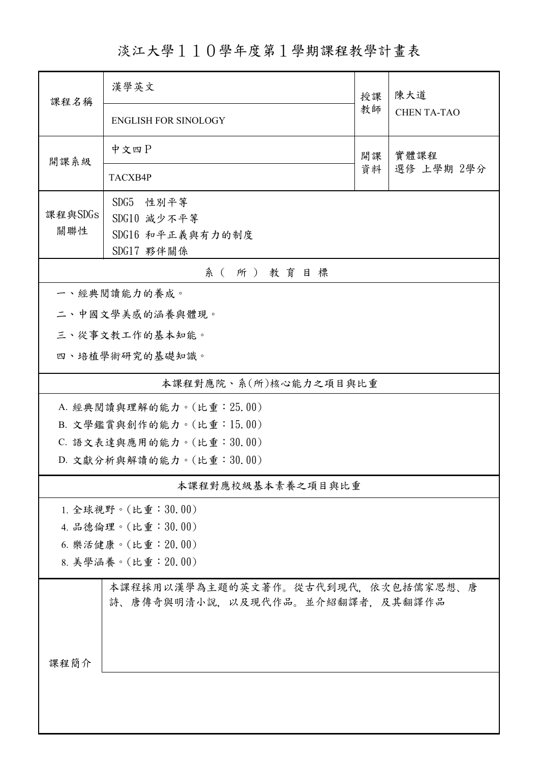# 淡江大學１１０學年度第１學期課程教學計畫表

| 課程名稱 | 漢學英文<br>ENGLISH FOR SINOLOGY | 授課教師 | 陳大道<br>CHEN TA-TAO |
|---|---|---|---|
| 開課系級 | 中文四Ｐ<br>TACXB4P | 開課資料 | 實體課程<br>選修 上學期 2學分 |
| 課程與SDGs關聯性 | SDG5 性別平等<br>SDG10 減少不平等<br>SDG16 和平正義與有力的制度<br>SDG17 夥伴關係 | | |

## 系（所）教育目標

一、經典閱讀能力的養成。

二、中國文學美感的涵養與體現。

三、從事文教工作的基本知能。

四、培植學術研究的基礎知識。

## 本課程對應院、系(所)核心能力之項目與比重

A. 經典閱讀與理解的能力。(比重：25.00)

B. 文學鑑賞與創作的能力。(比重：15.00)

C. 語文表達與應用的能力。(比重：30.00)

D. 文獻分析與解讀的能力。(比重：30.00)

## 本課程對應校級基本素養之項目與比重

1. 全球視野。(比重：30.00)
4. 品德倫理。(比重：30.00)
6. 樂活健康。(比重：20.00)
8. 美學涵養。(比重：20.00)

## 課程簡介

本課程採用以漢學為主題的英文著作。從古代到現代，依次包括儒家思想、唐詩、唐傳奇與明清小說，以及現代作品。並介紹翻譯者，及其翻譯作品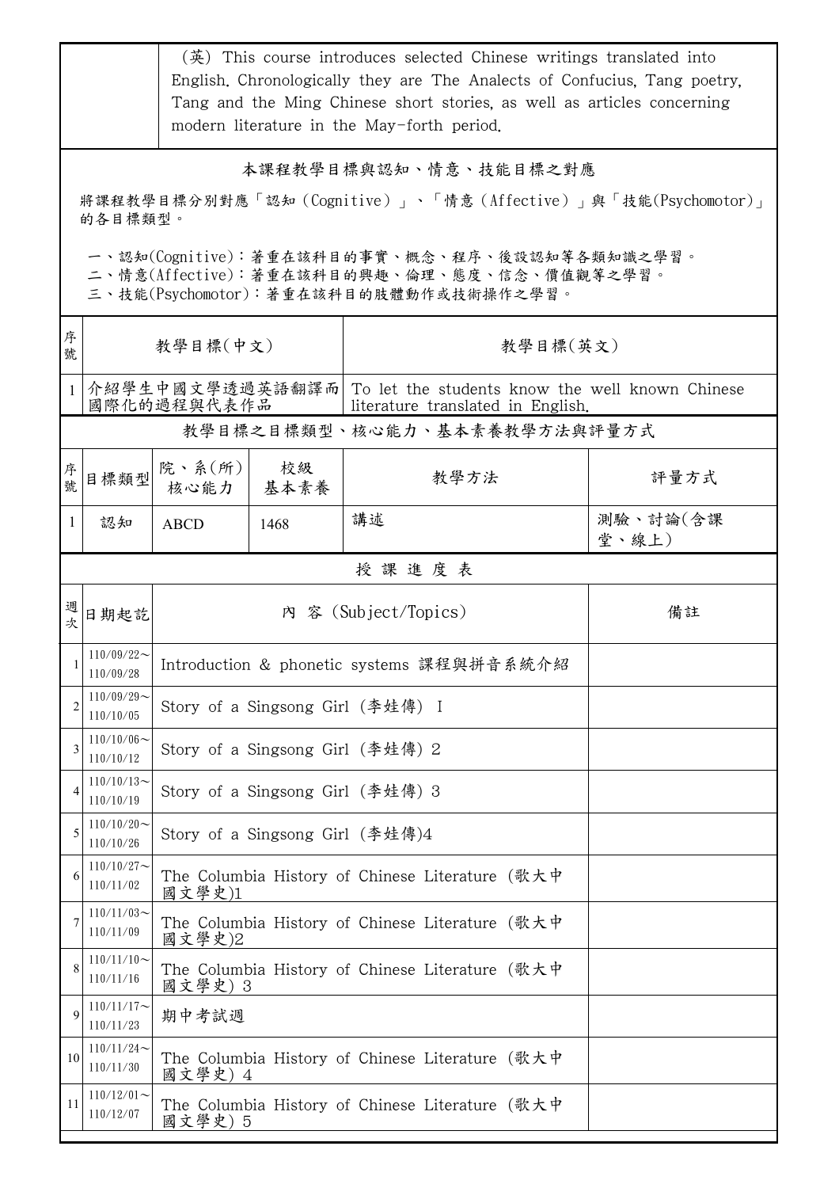| | (英) This course introduces selected Chinese writings translated into English. Chronologically they are The Analects of Confucius, Tang poetry, Tang and the Ming Chinese short stories, as well as articles concerning modern literature in the May-forth period. |
|---|---|

## 本課程教學目標與認知、情意、技能目標之對應

將課程教學目標分別對應「認知（Cognitive）」、「情意（Affective）」與「技能(Psychomotor)」的各目標類型。

一、認知(Cognitive)：著重在該科目的事實、概念、程序、後設認知等各類知識之學習。
二、情意(Affective)：著重在該科目的興趣、倫理、態度、信念、價值觀等之學習。
三、技能(Psychomotor)：著重在該科目的肢體動作或技術操作之學習。

| 序號 | 教學目標(中文) | 教學目標(英文) |
|---|---|---|
| 1 | 介紹學生中國文學透過英語翻譯而國際化的過程與代表作品 | To let the students know the well known Chinese literature translated in English. |

## 教學目標之目標類型、核心能力、基本素養教學方法與評量方式

| 序號 | 目標類型 | 院、系(所)核心能力 | 校級基本素養 | 教學方法 | 評量方式 |
|---|---|---|---|---|---|
| 1 | 認知 | ABCD | 1468 | 講述 | 測驗、討論(含課堂、線上) |

## 授課進度表

| 週次 | 日期起訖 | 內 容 (Subject/Topics) | 備註 |
|---|---|---|---|
| 1 | 110/09/22～110/09/28 | Introduction & phonetic systems 課程與拼音系統介紹 | |
| 2 | 110/09/29～110/10/05 | Story of a Singsong Girl (李娃傳) I | |
| 3 | 110/10/06～110/10/12 | Story of a Singsong Girl (李娃傳) 2 | |
| 4 | 110/10/13～110/10/19 | Story of a Singsong Girl (李娃傳) 3 | |
| 5 | 110/10/20～110/10/26 | Story of a Singsong Girl (李娃傳)4 | |
| 6 | 110/10/27～110/11/02 | The Columbia History of Chinese Literature (歌大中國文學史)1 | |
| 7 | 110/11/03～110/11/09 | The Columbia History of Chinese Literature (歌大中國文學史)2 | |
| 8 | 110/11/10～110/11/16 | The Columbia History of Chinese Literature (歌大中國文學史) 3 | |
| 9 | 110/11/17～110/11/23 | 期中考試週 | |
| 10 | 110/11/24～110/11/30 | The Columbia History of Chinese Literature (歌大中國文學史) 4 | |
| 11 | 110/12/01～110/12/07 | The Columbia History of Chinese Literature (歌大中國文學史) 5 | |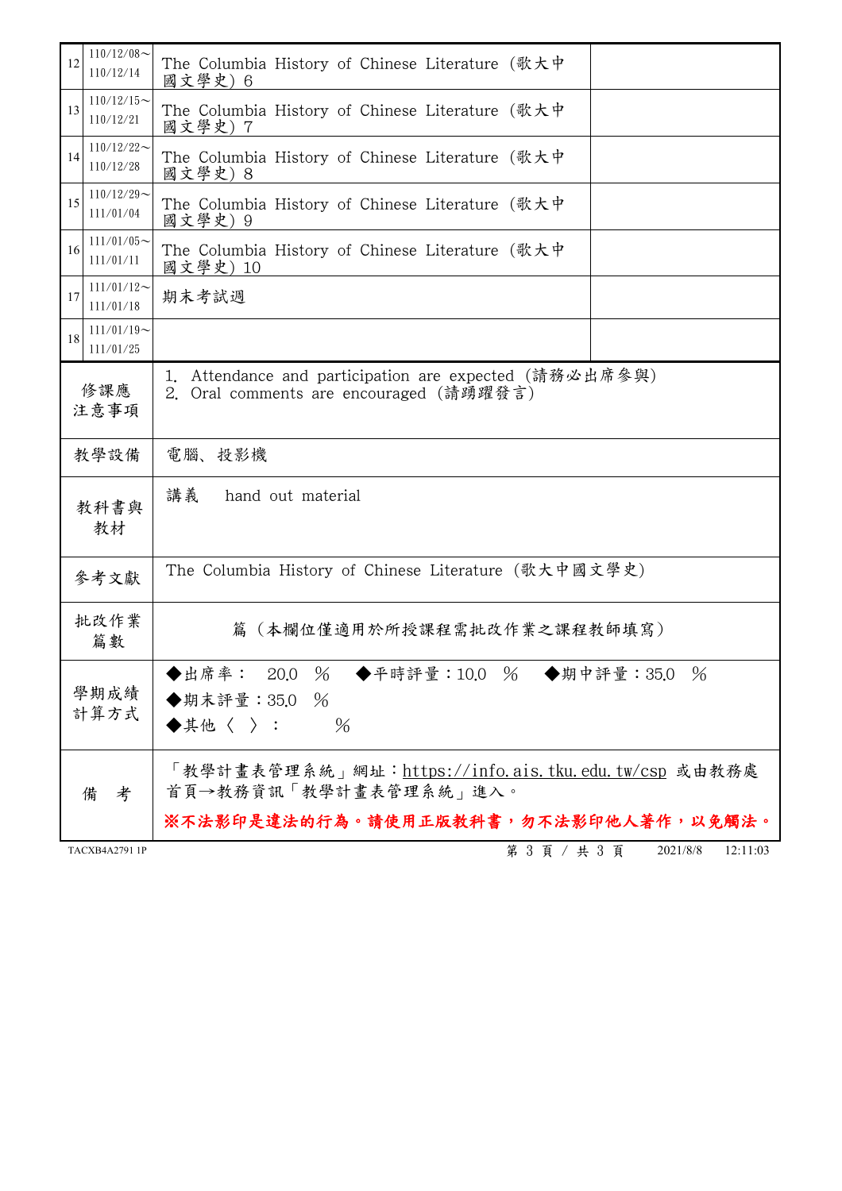| | | | |
|---|---|---|---|
| 12 | 110/12/08～110/12/14 | The Columbia History of Chinese Literature (歌大中國文學史) 6 | |
| 13 | 110/12/15～110/12/21 | The Columbia History of Chinese Literature (歌大中國文學史) 7 | |
| 14 | 110/12/22～110/12/28 | The Columbia History of Chinese Literature (歌大中國文學史) 8 | |
| 15 | 110/12/29～111/01/04 | The Columbia History of Chinese Literature (歌大中國文學史) 9 | |
| 16 | 111/01/05～111/01/11 | The Columbia History of Chinese Literature (歌大中國文學史) 10 | |
| 17 | 111/01/12～111/01/18 | 期末考試週 | |
| 18 | 111/01/19～111/01/25 | | |

| | |
|---|---|
| 修課應注意事項 | 1. Attendance and participation are expected (請務必出席參與)<br>2. Oral comments are encouraged (請踴躍發言) |
| 教學設備 | 電腦、投影機 |
| 教科書與教材 | 講義　hand out material |
| 參考文獻 | The Columbia History of Chinese Literature (歌大中國文學史) |
| 批改作業篇數 | 篇 (本欄位僅適用於所授課程需批改作業之課程教師填寫) |
| 學期成績計算方式 | ◆出席率： 20.0 ％　◆平時評量：10.0 ％　◆期中評量：35.0 ％<br>◆期末評量：35.0 ％<br>◆其他〈 〉： ％ |
| 備　考 | 「教學計畫表管理系統」網址：https://info.ais.tku.edu.tw/csp 或由教務處首頁→教務資訊「教學計畫表管理系統」進入。<br>**※不法影印是違法的行為。請使用正版教科書，勿不法影印他人著作，以免觸法。** |

TACXB4A2791 1P　2021/8/8　12:11:03